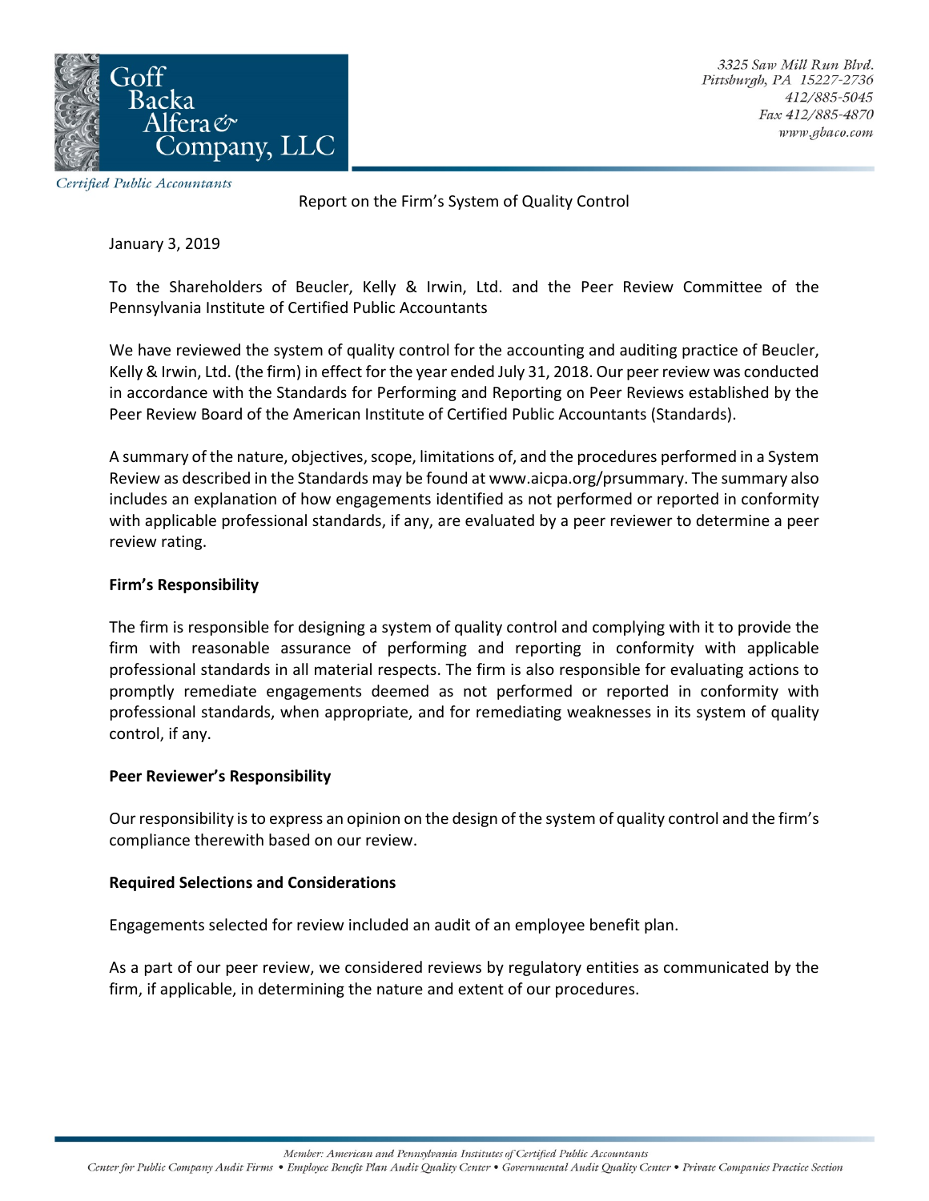Goff Backa Alfera & Company, LLC

*Certified Public Accountants*

3325 Saw Mill Run Blvd.
Pittsburgh, PA 15227-2736
412/885-5045
Fax 412/885-4870
www.gbaco.com

Report on the Firm's System of Quality Control

January 3, 2019

To the Shareholders of Beucler, Kelly & Irwin, Ltd. and the Peer Review Committee of the Pennsylvania Institute of Certified Public Accountants

We have reviewed the system of quality control for the accounting and auditing practice of Beucler, Kelly & Irwin, Ltd. (the firm) in effect for the year ended July 31, 2018. Our peer review was conducted in accordance with the Standards for Performing and Reporting on Peer Reviews established by the Peer Review Board of the American Institute of Certified Public Accountants (Standards).

A summary of the nature, objectives, scope, limitations of, and the procedures performed in a System Review as described in the Standards may be found at www.aicpa.org/prsummary. The summary also includes an explanation of how engagements identified as not performed or reported in conformity with applicable professional standards, if any, are evaluated by a peer reviewer to determine a peer review rating.

**Firm's Responsibility**

The firm is responsible for designing a system of quality control and complying with it to provide the firm with reasonable assurance of performing and reporting in conformity with applicable professional standards in all material respects. The firm is also responsible for evaluating actions to promptly remediate engagements deemed as not performed or reported in conformity with professional standards, when appropriate, and for remediating weaknesses in its system of quality control, if any.

**Peer Reviewer's Responsibility**

Our responsibility is to express an opinion on the design of the system of quality control and the firm's compliance therewith based on our review.

**Required Selections and Considerations**

Engagements selected for review included an audit of an employee benefit plan.

As a part of our peer review, we considered reviews by regulatory entities as communicated by the firm, if applicable, in determining the nature and extent of our procedures.

*Member: American and Pennsylvania Institutes of Certified Public Accountants*
*Center for Public Company Audit Firms • Employee Benefit Plan Audit Quality Center • Governmental Audit Quality Center • Private Companies Practice Section*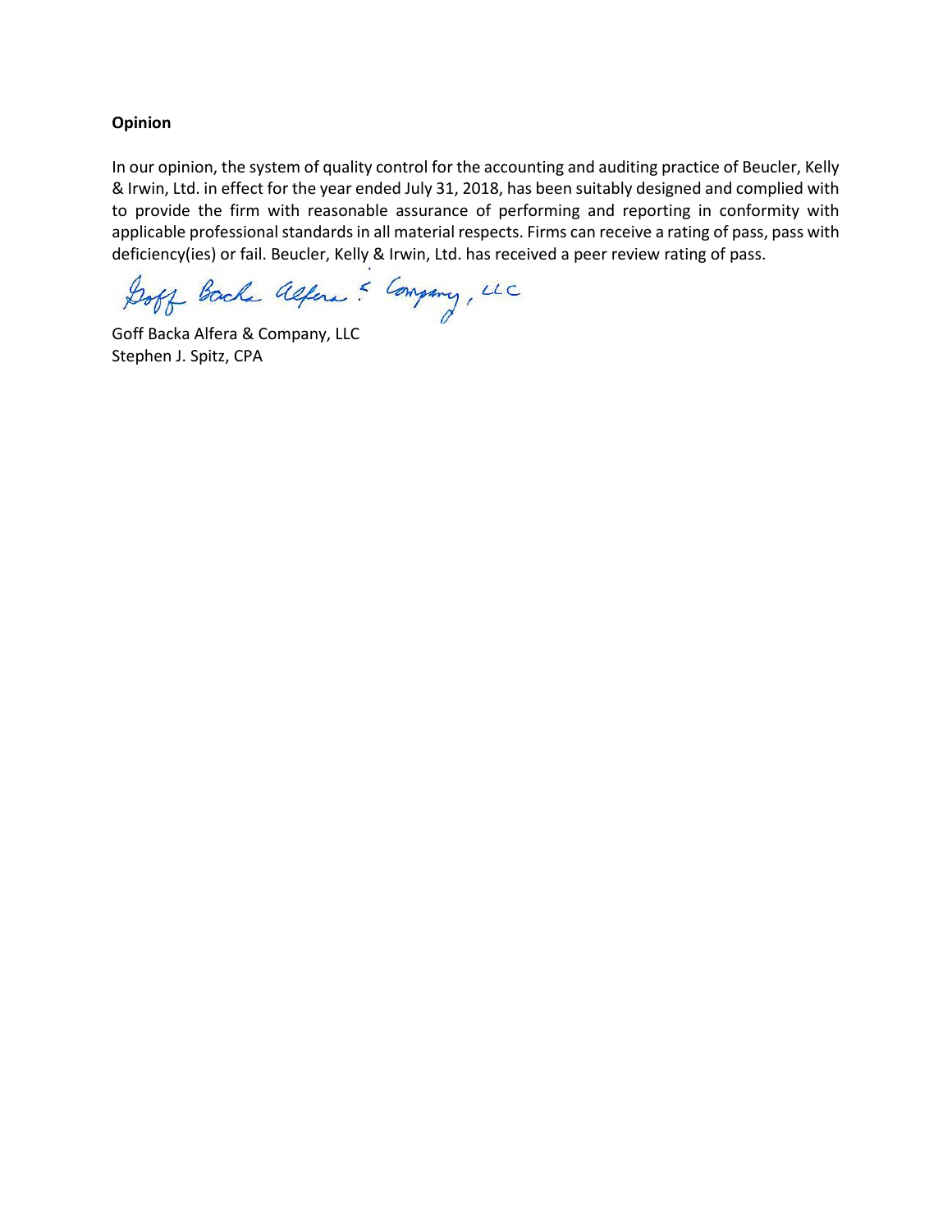**Opinion**

In our opinion, the system of quality control for the accounting and auditing practice of Beucler, Kelly & Irwin, Ltd. in effect for the year ended July 31, 2018, has been suitably designed and complied with to provide the firm with reasonable assurance of performing and reporting in conformity with applicable professional standards in all material respects. Firms can receive a rating of pass, pass with deficiency(ies) or fail. Beucler, Kelly & Irwin, Ltd. has received a peer review rating of pass.

Goff Backa Alfera & Company, LLC

Goff Backa Alfera & Company, LLC
Stephen J. Spitz, CPA